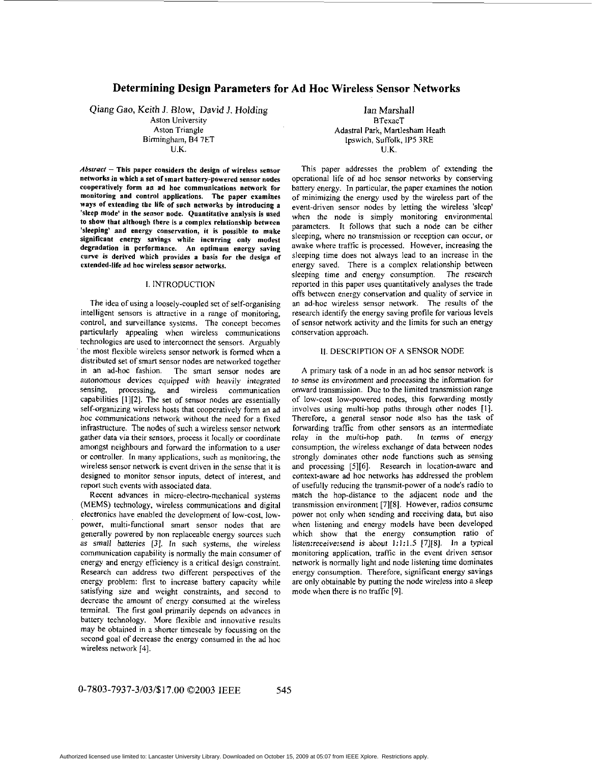# Determining Design Parameters for Ad Hoc Wireless Sensor Networks

*Qiang Gao, Keith J. Blow, David J. Holding*
Aston University
Aston Triangle
Birmingham, B4 7ET
U.K.

Ian Marshall
BTexacT
Adastral Park, Martlesham Heath
Ipswich, Suffolk, IP5 3RE
U.K.

***Abstract*** **— This paper considers the design of wireless sensor networks in which a set of smart battery-powered sensor nodes cooperatively form an ad hoc communications network for monitoring and control applications. The paper examines ways of extending the life of such networks by introducing a 'sleep mode' in the sensor node. Quantitative analysis is used to show that although there is a complex relationship between 'sleeping' and energy conservation, it is possible to make significant energy savings while incurring only modest degradation in performance. An optimum energy saving curve is derived which provides a basis for the design of extended-life ad hoc wireless sensor networks.**

## I. INTRODUCTION

The idea of using a loosely-coupled set of self-organising intelligent sensors is attractive in a range of monitoring, control, and surveillance systems. The concept becomes particularly appealing when wireless communications technologies are used to interconnect the sensors. Arguably the most flexible wireless sensor network is formed when a distributed set of smart sensor nodes are networked together in an ad-hoc fashion. The smart sensor nodes are autonomous devices equipped with heavily integrated sensing, processing, and wireless communication capabilities [1][2]. The set of sensor nodes are essentially self-organizing wireless hosts that cooperatively form an ad hoc communications network without the need for a fixed infrastructure. The nodes of such a wireless sensor network gather data via their sensors, process it locally or coordinate amongst neighbours and forward the information to a user or controller. In many applications, such as monitoring, the wireless sensor network is event driven in the sense that it is designed to monitor sensor inputs, detect of interest, and report such events with associated data.

Recent advances in micro-electro-mechanical systems (MEMS) technology, wireless communications and digital electronics have enabled the development of low-cost, low-power, multi-functional smart sensor nodes that are generally powered by non replaceable energy sources such as small batteries [3]. In such systems, the wireless communication capability is normally the main consumer of energy and energy efficiency is a critical design constraint. Research can address two different perspectives of the energy problem: first to increase battery capacity while satisfying size and weight constraints, and second to decrease the amount of energy consumed at the wireless terminal. The first goal primarily depends on advances in battery technology. More flexible and innovative results may be obtained in a shorter timescale by focussing on the second goal of decrease the energy consumed in the ad hoc wireless network [4].

This paper addresses the problem of extending the operational life of ad hoc sensor networks by conserving battery energy. In particular, the paper examines the notion of minimizing the energy used by the wireless part of the event-driven sensor nodes by letting the wireless 'sleep' when the node is simply monitoring environmental parameters. It follows that such a node can be either sleeping, where no transmission or reception can occur, or awake where traffic is processed. However, increasing the sleeping time does not always lead to an increase in the energy saved. There is a complex relationship between sleeping time and energy consumption. The research reported in this paper uses quantitatively analyses the trade offs between energy conservation and quality of service in an ad-hoc wireless sensor network. The results of the research identify the energy saving profile for various levels of sensor network activity and the limits for such an energy conservation approach.

## II. DESCRIPTION OF A SENSOR NODE

A primary task of a node in an ad hoc sensor network is to sense its environment and processing the information for onward transmission. Due to the limited transmission range of low-cost low-powered nodes, this forwarding mostly involves using multi-hop paths through other nodes [1]. Therefore, a general sensor node also has the task of forwarding traffic from other sensors as an intermediate relay in the multi-hop path. In terms of energy consumption, the wireless exchange of data between nodes strongly dominates other node functions such as sensing and processing [5][6]. Research in location-aware and context-aware ad hoc networks has addressed the problem of usefully reducing the transmit-power of a node's radio to match the hop-distance to the adjacent node and the transmission environment [7][8]. However, radios consume power not only when sending and receiving data, but also when listening and energy models have been developed which show that the energy consumption ratio of *listen:receive:send is about 1:1:1.5* [7][8]. In a typical monitoring application, traffic in the event driven sensor network is normally light and node listening time dominates energy consumption. Therefore, significant energy savings are only obtainable by putting the node wireless into a sleep mode when there is no traffic [9].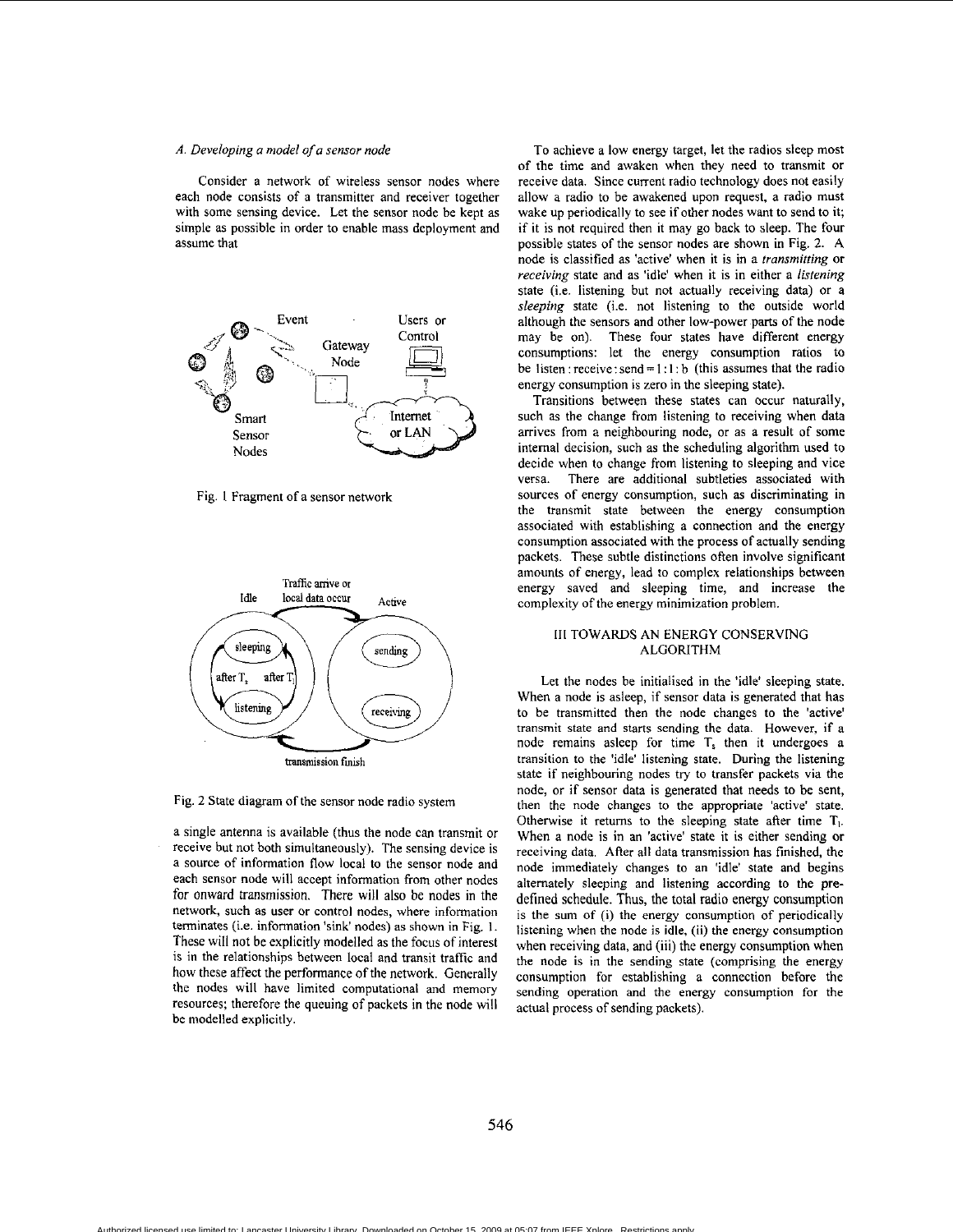### *A. Developing a model of a sensor node*

Consider a network of wireless sensor nodes where each node consists of a transmitter and receiver together with some sensing device. Let the sensor node be kept as simple as possible in order to enable mass deployment and assume that

Fig. 1 Fragment of a sensor network

Fig. 2 State diagram of the sensor node radio system

a single antenna is available (thus the node can transmit or receive but not both simultaneously). The sensing device is a source of information flow local to the sensor node and each sensor node will accept information from other nodes for onward transmission. There will also be nodes in the network, such as user or control nodes, where information terminates (i.e. information 'sink' nodes) as shown in Fig. 1. These will not be explicitly modelled as the focus of interest is in the relationships between local and transit traffic and how these affect the performance of the network. Generally the nodes will have limited computational and memory resources; therefore the queuing of packets in the node will be modelled explicitly.

To achieve a low energy target, let the radios sleep most of the time and awaken when they need to transmit or receive data. Since current radio technology does not easily allow a radio to be awakened upon request, a radio must wake up periodically to see if other nodes want to send to it; if it is not required then it may go back to sleep. The four possible states of the sensor nodes are shown in Fig. 2. A node is classified as 'active' when it is in a *transmitting* or *receiving* state and as 'idle' when it is in either a *listening* state (i.e. listening but not actually receiving data) or a *sleeping* state (i.e. not listening to the outside world although the sensors and other low-power parts of the node may be on). These four states have different energy consumptions: let the energy consumption ratios to be $\text{listen} : \text{receive} : \text{send} = 1 : 1 : b$ (this assumes that the radio energy consumption is zero in the sleeping state).

Transitions between these states can occur naturally, such as the change from listening to receiving when data arrives from a neighbouring node, or as a result of some internal decision, such as the scheduling algorithm used to decide when to change from listening to sleeping and vice versa. There are additional subtleties associated with sources of energy consumption, such as discriminating in the transmit state between the energy consumption associated with establishing a connection and the energy consumption associated with the process of actually sending packets. These subtle distinctions often involve significant amounts of energy, lead to complex relationships between energy saved and sleeping time, and increase the complexity of the energy minimization problem.

## III TOWARDS AN ENERGY CONSERVING ALGORITHM

Let the nodes be initialised in the 'idle' sleeping state. When a node is asleep, if sensor data is generated that has to be transmitted then the node changes to the 'active' transmit state and starts sending the data. However, if a node remains asleep for time $T_s$ then it undergoes a transition to the 'idle' listening state. During the listening state if neighbouring nodes try to transfer packets via the node, or if sensor data is generated that needs to be sent, then the node changes to the appropriate 'active' state. Otherwise it returns to the sleeping state after time $T_l$. When a node is in an 'active' state it is either sending or receiving data. After all data transmission has finished, the node immediately changes to an 'idle' state and begins alternately sleeping and listening according to the pre-defined schedule. Thus, the total radio energy consumption is the sum of (i) the energy consumption of periodically listening when the node is idle, (ii) the energy consumption when receiving data, and (iii) the energy consumption when the node is in the sending state (comprising the energy consumption for establishing a connection before the sending operation and the energy consumption for the actual process of sending packets).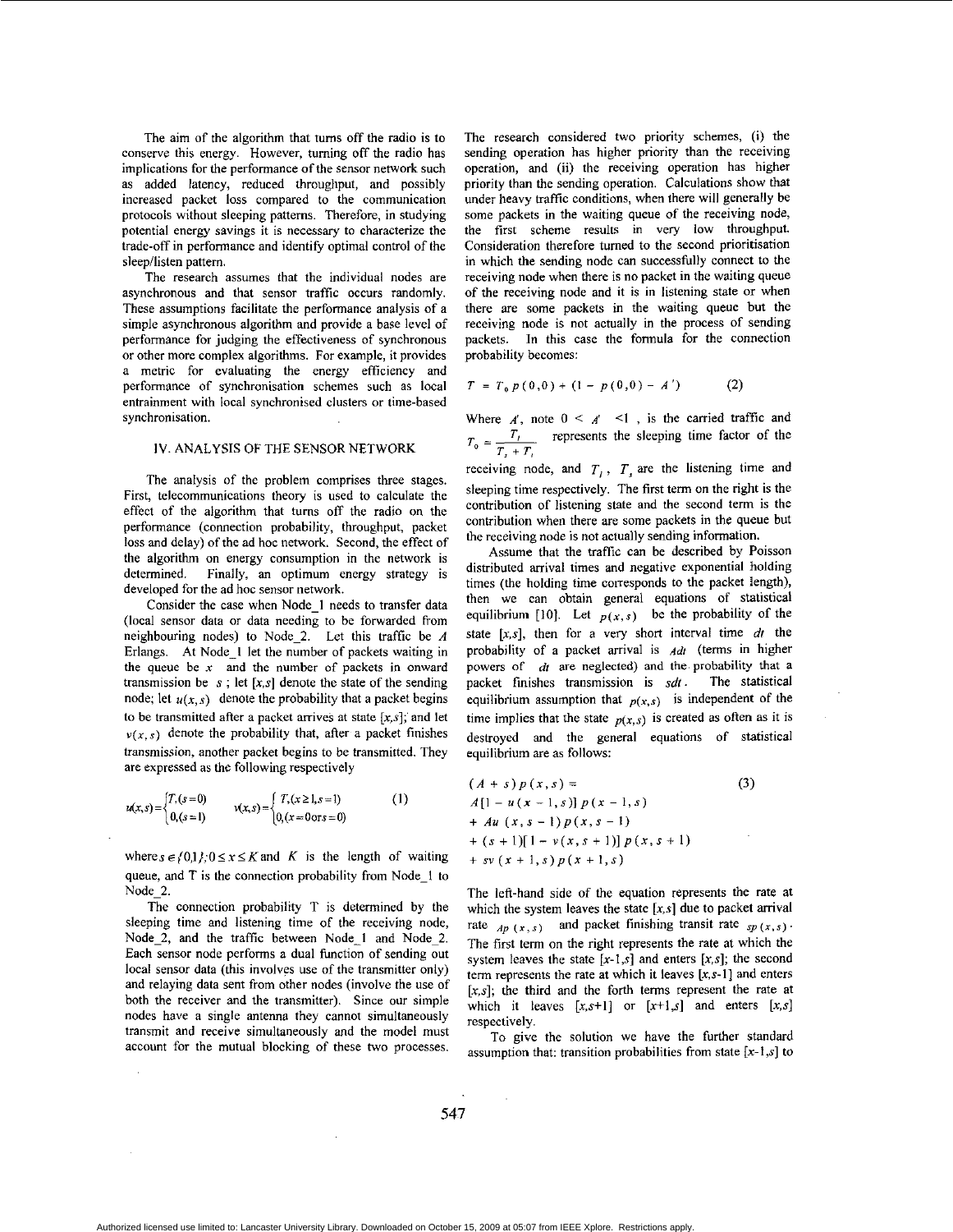The aim of the algorithm that turns off the radio is to conserve this energy. However, turning off the radio has implications for the performance of the sensor network such as added latency, reduced throughput, and possibly increased packet loss compared to the communication protocols without sleeping patterns. Therefore, in studying potential energy savings it is necessary to characterize the trade-off in performance and identify optimal control of the sleep/listen pattern.

The research assumes that the individual nodes are asynchronous and that sensor traffic occurs randomly. These assumptions facilitate the performance analysis of a simple asynchronous algorithm and provide a base level of performance for judging the effectiveness of synchronous or other more complex algorithms. For example, it provides a metric for evaluating the energy efficiency and performance of synchronisation schemes such as local entrainment with local synchronised clusters or time-based synchronisation.

## IV. ANALYSIS OF THE SENSOR NETWORK

The analysis of the problem comprises three stages. First, telecommunications theory is used to calculate the effect of the algorithm that turns off the radio on the performance (connection probability, throughput, packet loss and delay) of the ad hoc network. Second, the effect of the algorithm on energy consumption in the network is determined. Finally, an optimum energy strategy is developed for the ad hoc sensor network.

Consider the case when Node_1 needs to transfer data (local sensor data or data needing to be forwarded from neighbouring nodes) to Node_2. Let this traffic be $A$ Erlangs. At Node_1 let the number of packets waiting in the queue be $x$ and the number of packets in onward transmission be $s$ ; let $[x,s]$ denote the state of the sending node; let $u(x,s)$ denote the probability that a packet begins to be transmitted after a packet arrives at state $[x,s]$; and let $v(x,s)$ denote the probability that, after a packet finishes transmission, another packet begins to be transmitted. They are expressed as the following respectively

$$u(x,s)=\begin{cases}T,(s=0)\\0,(s=1)\end{cases}\qquad v(x,s)=\begin{cases}T,(x\geq 1,s=1)\\0,(x=0\text{ or }s=0)\end{cases}\tag{1}$$

where $s\in\{0,1\};0\leq x\leq K$ and $K$ is the length of waiting queue, and T is the connection probability from Node_1 to Node_2.

The connection probability T is determined by the sleeping time and listening time of the receiving node, Node_2, and the traffic between Node_1 and Node_2. Each sensor node performs a dual function of sending out local sensor data (this involves use of the transmitter only) and relaying data sent from other nodes (involve the use of both the receiver and the transmitter). Since our simple nodes have a single antenna they cannot simultaneously transmit and receive simultaneously and the model must account for the mutual blocking of these two processes. The research considered two priority schemes, (i) the sending operation has higher priority than the receiving operation, and (ii) the receiving operation has higher priority than the sending operation. Calculations show that under heavy traffic conditions, when there will generally be some packets in the waiting queue of the receiving node, the first scheme results in very low throughput. Consideration therefore turned to the second prioritisation in which the sending node can successfully connect to the receiving node when there is no packet in the waiting queue of the receiving node and it is in listening state or when there are some packets in the waiting queue but the receiving node is not actually in the process of sending packets. In this case the formula for the connection probability becomes:

$$T=T_0\,p(0,0)+(1-p(0,0)-A')\tag{2}$$

Where $A'$, note $0<A'<1$ , is the carried traffic and $T_0=\frac{T_l}{T_s+T_l}$ represents the sleeping time factor of the receiving node, and $T_l$ , $T_s$ are the listening time and sleeping time respectively. The first term on the right is the contribution of listening state and the second term is the contribution when there are some packets in the queue but the receiving node is not actually sending information.

Assume that the traffic can be described by Poisson distributed arrival times and negative exponential holding times (the holding time corresponds to the packet length), then we can obtain general equations of statistical equilibrium [10]. Let $p(x,s)$ be the probability of the state $[x,s]$, then for a very short interval time $dt$ the probability of a packet arrival is $Adt$ (terms in higher powers of $dt$ are neglected) and the probability that a packet finishes transmission is $sdt$. The statistical equilibrium assumption that $p(x,s)$ is independent of the time implies that the state $p(x,s)$ is created as often as it is destroyed and the general equations of statistical equilibrium are as follows:

$$\begin{aligned}(A+s)\,p(x,s)&=\\A[1-u(x-1,s)]\,&p(x-1,s)\\+Au(x,s-1)\,&p(x,s-1)\\+(s+1)[1-v(x,s+1)]\,&p(x,s+1)\\+sv(x+1,s)\,&p(x+1,s)\end{aligned}\tag{3}$$

The left-hand side of the equation represents the rate at which the system leaves the state $[x,s]$ due to packet arrival rate $Ap(x,s)$ and packet finishing transit rate $sp(x,s)$. The first term on the right represents the rate at which the system leaves the state $[x-1,s]$ and enters $[x,s]$; the second term represents the rate at which it leaves $[x,s-1]$ and enters $[x,s]$; the third and the forth terms represent the rate at which it leaves $[x,s+1]$ or $[x+1,s]$ and enters $[x,s]$ respectively.

To give the solution we have the further standard assumption that: transition probabilities from state $[x-1,s]$ to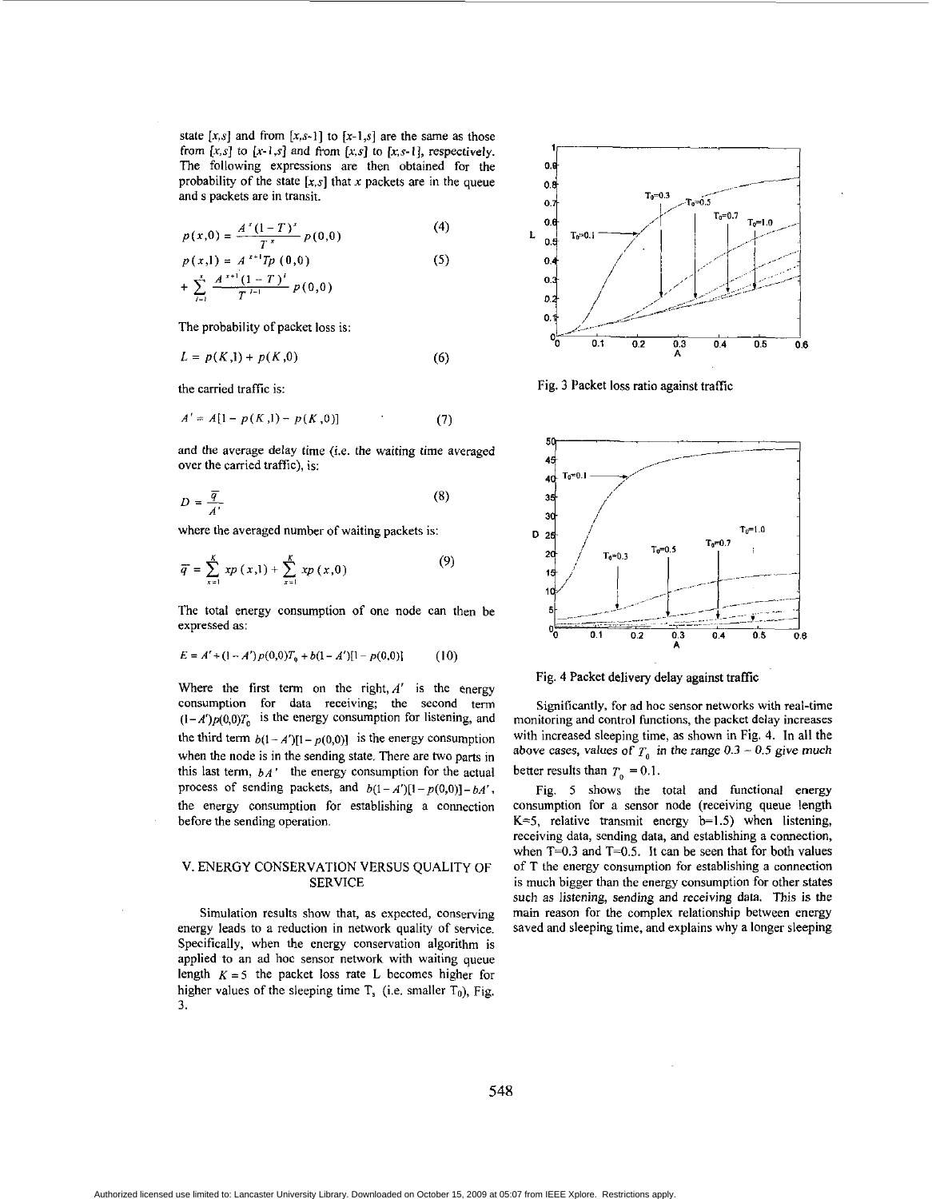state $[x,s]$ and from $[x,s\text{-}1]$ to $[x\text{-}1,s]$ are the same as those from $[x,s]$ to $[x\text{-}1,s]$ and from $[x,s]$ to $[x,s\text{-}1]$, respectively. The following expressions are then obtained for the probability of the state $[x,s]$ that $x$ packets are in the queue and s packets are in transit.

$$p(x,0) = \frac{A^x(1-T)^x}{T^x}p(0,0) \tag{4}$$

$$p(x,1) = A^{x-1}Tp(0,0) + \sum_{i=1}^{x} \frac{A^{x+1}(1-T)^i}{T^{i-1}}p(0,0) \tag{5}$$

The probability of packet loss is:

$$L = p(K,1) + p(K,0) \tag{6}$$

the carried traffic is:

$$A' = A[1 - p(K,1) - p(K,0)] \tag{7}$$

and the average delay time (i.e. the waiting time averaged over the carried traffic), is:

$$D = \frac{\overline{q}}{A'} \tag{8}$$

where the averaged number of waiting packets is:

$$\overline{q} = \sum_{x=1}^{K} xp(x,1) + \sum_{x=1}^{K} xp(x,0) \tag{9}$$

The total energy consumption of one node can then be expressed as:

$$E = A' + (1-A')p(0,0)T_0 + b(1-A')[1-p(0,0)] \tag{10}$$

Where the first term on the right, $A'$ is the energy consumption for data receiving; the second term $(1-A')p(0,0)T_0$ is the energy consumption for listening, and the third term $b(1-A')[1-p(0,0)]$ is the energy consumption when the node is in the sending state. There are two parts in this last term, $bA'$ the energy consumption for the actual process of sending packets, and $b(1-A')[1-p(0,0)]-bA'$, the energy consumption for establishing a connection before the sending operation.

## V. ENERGY CONSERVATION VERSUS QUALITY OF SERVICE

Simulation results show that, as expected, conserving energy leads to a reduction in network quality of service. Specifically, when the energy conservation algorithm is applied to an ad hoc sensor network with waiting queue length $K = 5$ the packet loss rate L becomes higher for higher values of the sleeping time $T_s$ (i.e. smaller $T_0$), Fig. 3.

Fig. 3 Packet loss ratio against traffic

Fig. 4 Packet delivery delay against traffic

Significantly, for ad hoc sensor networks with real-time monitoring and control functions, the packet delay increases with increased sleeping time, as shown in Fig. 4. In all the above cases, values of $T_0$ *in the range 0.3 – 0.5 give much* better results than $T_0 = 0.1$.

Fig. 5 shows the total and functional energy consumption for a sensor node (receiving queue length K=5, relative transmit energy b=1.5) when listening, receiving data, sending data, and establishing a connection, when T=0.3 and T=0.5. It can be seen that for both values of T the energy consumption for establishing a connection is much bigger than the energy consumption for other states such as listening, sending and receiving data. This is the main reason for the complex relationship between energy saved and sleeping time, and explains why a longer sleeping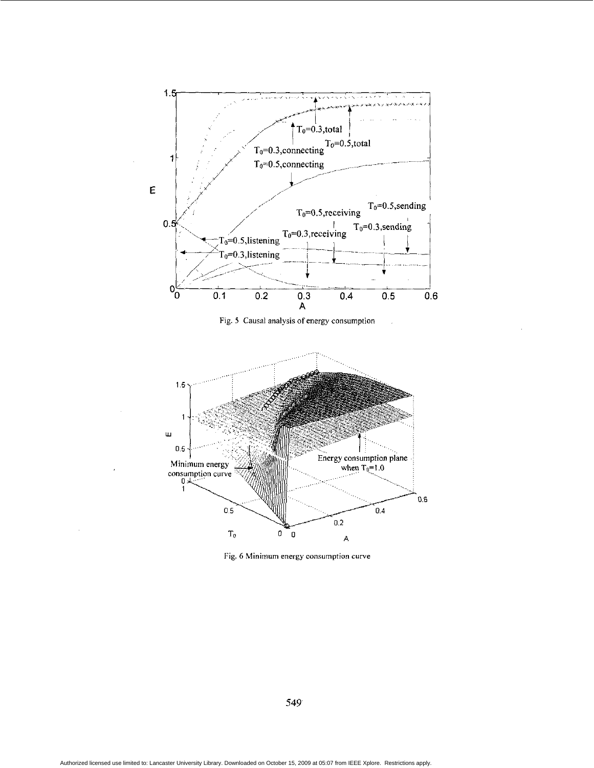Fig. 5 Causal analysis of energy consumption

Fig. 6 Minimum energy consumption curve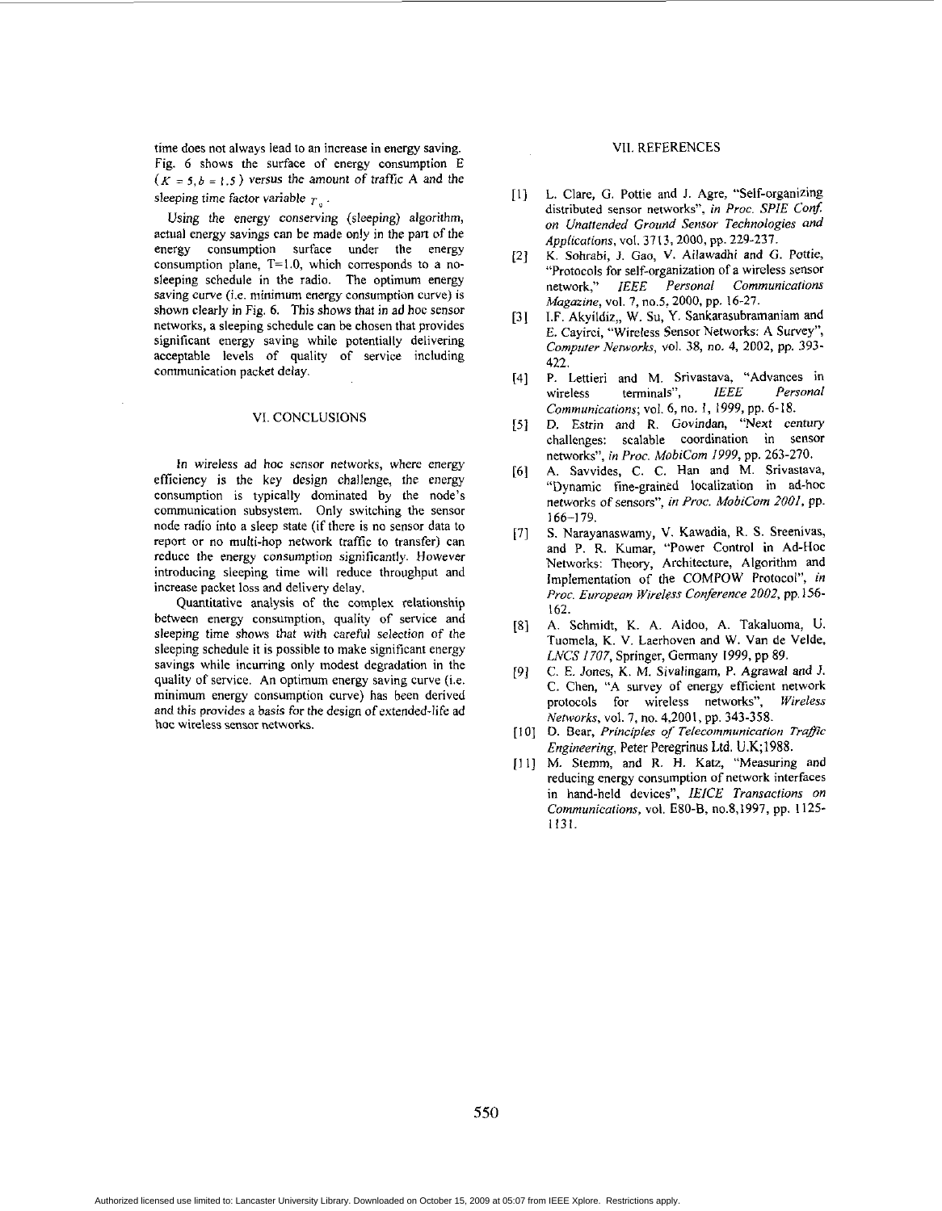time does not always lead to an increase in energy saving. Fig. 6 shows the surface of energy consumption E ($K = 5, b = 1.5$) versus the amount of traffic A and the sleeping time factor variable $T_q$.

Using the energy conserving (sleeping) algorithm, actual energy savings can be made only in the part of the energy consumption surface under the energy consumption plane, T=1.0, which corresponds to a no-sleeping schedule in the radio. The optimum energy saving curve (i.e. minimum energy consumption curve) is shown clearly in Fig. 6. This shows that in ad hoc sensor networks, a sleeping schedule can be chosen that provides significant energy saving while potentially delivering acceptable levels of quality of service including communication packet delay.

## VI. CONCLUSIONS

In wireless ad hoc sensor networks, where energy efficiency is the key design challenge, the energy consumption is typically dominated by the node's communication subsystem. Only switching the sensor node radio into a sleep state (if there is no sensor data to report or no multi-hop network traffic to transfer) can reduce the energy consumption significantly. However introducing sleeping time will reduce throughput and increase packet loss and delivery delay.

Quantitative analysis of the complex relationship between energy consumption, quality of service and sleeping time shows that with careful selection of the sleeping schedule it is possible to make significant energy savings while incurring only modest degradation in the quality of service. An optimum energy saving curve (i.e. minimum energy consumption curve) has been derived and this provides a basis for the design of extended-life ad hoc wireless sensor networks.

## VII. REFERENCES

[1] L. Clare, G. Pottie and J. Agre, "Self-organizing distributed sensor networks", *in Proc. SPIE Conf. on Unattended Ground Sensor Technologies and Applications*, vol. 3713, 2000, pp. 229-237.

[2] K. Sohrabi, J. Gao, V. Ailawadhi and G. Pottie, "Protocols for self-organization of a wireless sensor network," *IEEE Personal Communications Magazine*, vol. 7, no.5, 2000, pp. 16-27.

[3] I.F. Akyildiz,, W. Su, Y. Sankarasubramaniam and E. Cayirci, "Wireless Sensor Networks: A Survey", *Computer Networks*, vol. 38, no. 4, 2002, pp. 393-422.

[4] P. Lettieri and M. Srivastava, "Advances in wireless terminals", *IEEE Personal Communications*; vol. 6, no. 1, 1999, pp. 6-18.

[5] D. Estrin and R. Govindan, "Next century challenges: scalable coordination in sensor networks", *in Proc. MobiCom 1999*, pp. 263-270.

[6] A. Savvides, C. C. Han and M. Srivastava, "Dynamic fine-grained localization in ad-hoc networks of sensors", *in Proc. MobiCom 2001*, pp. 166–179.

[7] S. Narayanaswamy, V. Kawadia, R. S. Sreenivas, and P. R. Kumar, "Power Control in Ad-Hoc Networks: Theory, Architecture, Algorithm and Implementation of the COMPOW Protocol", *in Proc. European Wireless Conference 2002*, pp.156-162.

[8] A. Schmidt, K. A. Aidoo, A. Takaluoma, U. Tuomela, K. V. Laerhoven and W. Van de Velde, *LNCS 1707*, Springer, Germany 1999, pp 89.

[9] C. E. Jones, K. M. Sivalingam, P. Agrawal and J. C. Chen, "A survey of energy efficient network protocols for wireless networks", *Wireless Networks*, vol. 7, no. 4,2001, pp. 343-358.

[10] D. Bear, *Principles of Telecommunication Traffic Engineering*, Peter Peregrinus Ltd. U.K;1988.

[11] M. Stemm, and R. H. Katz, "Measuring and reducing energy consumption of network interfaces in hand-held devices", *IEICE Transactions on Communications*, vol. E80-B, no.8,1997, pp. 1125-1131.